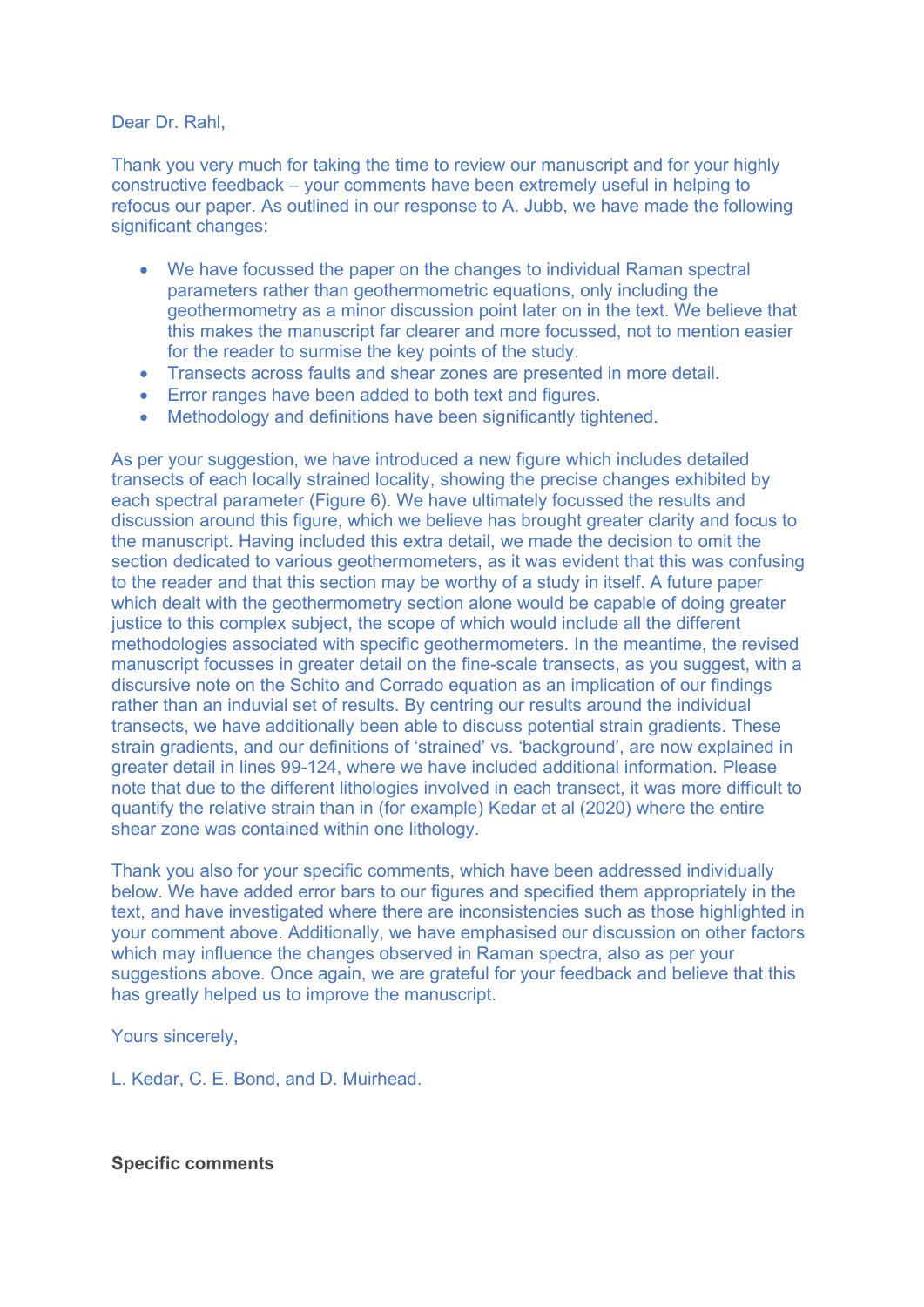Dear Dr. Rahl,

Thank you very much for taking the time to review our manuscript and for your highly constructive feedback – your comments have been extremely useful in helping to refocus our paper. As outlined in our response to A. Jubb, we have made the following significant changes:

- We have focussed the paper on the changes to individual Raman spectral parameters rather than geothermometric equations, only including the geothermometry as a minor discussion point later on in the text. We believe that this makes the manuscript far clearer and more focussed, not to mention easier for the reader to surmise the key points of the study.
- Transects across faults and shear zones are presented in more detail.
- Error ranges have been added to both text and figures.
- Methodology and definitions have been significantly tightened.

As per your suggestion, we have introduced a new figure which includes detailed transects of each locally strained locality, showing the precise changes exhibited by each spectral parameter (Figure 6). We have ultimately focussed the results and discussion around this figure, which we believe has brought greater clarity and focus to the manuscript. Having included this extra detail, we made the decision to omit the section dedicated to various geothermometers, as it was evident that this was confusing to the reader and that this section may be worthy of a study in itself. A future paper which dealt with the geothermometry section alone would be capable of doing greater justice to this complex subject, the scope of which would include all the different methodologies associated with specific geothermometers. In the meantime, the revised manuscript focusses in greater detail on the fine-scale transects, as you suggest, with a discursive note on the Schito and Corrado equation as an implication of our findings rather than an induvial set of results. By centring our results around the individual transects, we have additionally been able to discuss potential strain gradients. These strain gradients, and our definitions of 'strained' vs. 'background', are now explained in greater detail in lines 99-124, where we have included additional information. Please note that due to the different lithologies involved in each transect, it was more difficult to quantify the relative strain than in (for example) Kedar et al (2020) where the entire shear zone was contained within one lithology.

Thank you also for your specific comments, which have been addressed individually below. We have added error bars to our figures and specified them appropriately in the text, and have investigated where there are inconsistencies such as those highlighted in your comment above. Additionally, we have emphasised our discussion on other factors which may influence the changes observed in Raman spectra, also as per your suggestions above. Once again, we are grateful for your feedback and believe that this has greatly helped us to improve the manuscript.

Yours sincerely,

L. Kedar, C. E. Bond, and D. Muirhead.

**Specific comments**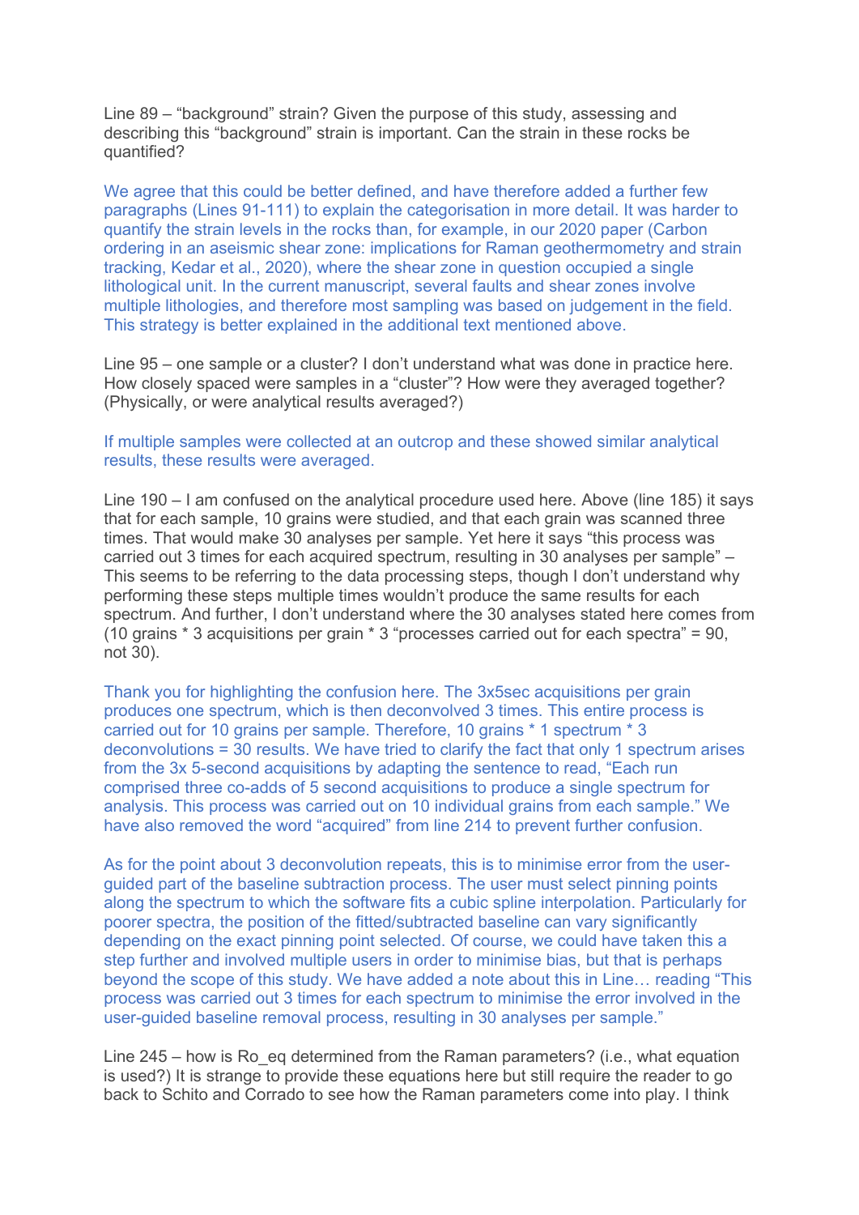Line 89 – "background" strain? Given the purpose of this study, assessing and describing this "background" strain is important. Can the strain in these rocks be quantified?

We agree that this could be better defined, and have therefore added a further few paragraphs (Lines 91-111) to explain the categorisation in more detail. It was harder to quantify the strain levels in the rocks than, for example, in our 2020 paper (Carbon ordering in an aseismic shear zone: implications for Raman geothermometry and strain tracking, Kedar et al., 2020), where the shear zone in question occupied a single lithological unit. In the current manuscript, several faults and shear zones involve multiple lithologies, and therefore most sampling was based on judgement in the field. This strategy is better explained in the additional text mentioned above.

Line 95 – one sample or a cluster? I don't understand what was done in practice here. How closely spaced were samples in a "cluster"? How were they averaged together? (Physically, or were analytical results averaged?)

If multiple samples were collected at an outcrop and these showed similar analytical results, these results were averaged.

Line 190 – I am confused on the analytical procedure used here. Above (line 185) it says that for each sample, 10 grains were studied, and that each grain was scanned three times. That would make 30 analyses per sample. Yet here it says "this process was carried out 3 times for each acquired spectrum, resulting in 30 analyses per sample" – This seems to be referring to the data processing steps, though I don't understand why performing these steps multiple times wouldn't produce the same results for each spectrum. And further, I don't understand where the 30 analyses stated here comes from (10 grains * 3 acquisitions per grain * 3 "processes carried out for each spectra" = 90, not 30).

Thank you for highlighting the confusion here. The 3x5sec acquisitions per grain produces one spectrum, which is then deconvolved 3 times. This entire process is carried out for 10 grains per sample. Therefore, 10 grains * 1 spectrum * 3 deconvolutions = 30 results. We have tried to clarify the fact that only 1 spectrum arises from the 3x 5-second acquisitions by adapting the sentence to read, "Each run comprised three co-adds of 5 second acquisitions to produce a single spectrum for analysis. This process was carried out on 10 individual grains from each sample." We have also removed the word "acquired" from line 214 to prevent further confusion.

As for the point about 3 deconvolution repeats, this is to minimise error from the user-guided part of the baseline subtraction process. The user must select pinning points along the spectrum to which the software fits a cubic spline interpolation. Particularly for poorer spectra, the position of the fitted/subtracted baseline can vary significantly depending on the exact pinning point selected. Of course, we could have taken this a step further and involved multiple users in order to minimise bias, but that is perhaps beyond the scope of this study. We have added a note about this in Line… reading "This process was carried out 3 times for each spectrum to minimise the error involved in the user-guided baseline removal process, resulting in 30 analyses per sample."

Line 245 – how is Ro_eq determined from the Raman parameters? (i.e., what equation is used?) It is strange to provide these equations here but still require the reader to go back to Schito and Corrado to see how the Raman parameters come into play. I think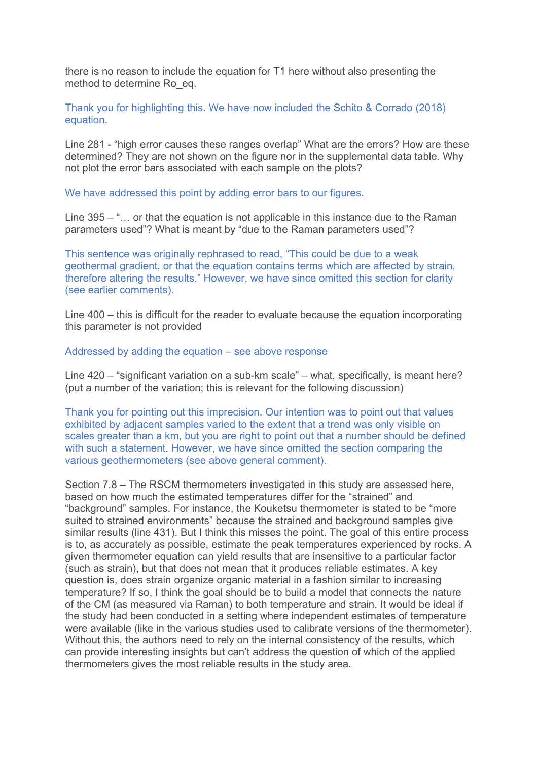there is no reason to include the equation for T1 here without also presenting the method to determine Ro_eq.

Thank you for highlighting this. We have now included the Schito & Corrado (2018) equation.

Line 281 - “high error causes these ranges overlap” What are the errors? How are these determined? They are not shown on the figure nor in the supplemental data table. Why not plot the error bars associated with each sample on the plots?

We have addressed this point by adding error bars to our figures.

Line 395 – “… or that the equation is not applicable in this instance due to the Raman parameters used”? What is meant by “due to the Raman parameters used”?

This sentence was originally rephrased to read, “This could be due to a weak geothermal gradient, or that the equation contains terms which are affected by strain, therefore altering the results.” However, we have since omitted this section for clarity (see earlier comments).

Line 400 – this is difficult for the reader to evaluate because the equation incorporating this parameter is not provided

Addressed by adding the equation – see above response

Line 420 – “significant variation on a sub-km scale” – what, specifically, is meant here? (put a number of the variation; this is relevant for the following discussion)

Thank you for pointing out this imprecision. Our intention was to point out that values exhibited by adjacent samples varied to the extent that a trend was only visible on scales greater than a km, but you are right to point out that a number should be defined with such a statement. However, we have since omitted the section comparing the various geothermometers (see above general comment).

Section 7.8 – The RSCM thermometers investigated in this study are assessed here, based on how much the estimated temperatures differ for the “strained” and “background” samples. For instance, the Kouketsu thermometer is stated to be “more suited to strained environments” because the strained and background samples give similar results (line 431). But I think this misses the point. The goal of this entire process is to, as accurately as possible, estimate the peak temperatures experienced by rocks. A given thermometer equation can yield results that are insensitive to a particular factor (such as strain), but that does not mean that it produces reliable estimates. A key question is, does strain organize organic material in a fashion similar to increasing temperature? If so, I think the goal should be to build a model that connects the nature of the CM (as measured via Raman) to both temperature and strain. It would be ideal if the study had been conducted in a setting where independent estimates of temperature were available (like in the various studies used to calibrate versions of the thermometer). Without this, the authors need to rely on the internal consistency of the results, which can provide interesting insights but can’t address the question of which of the applied thermometers gives the most reliable results in the study area.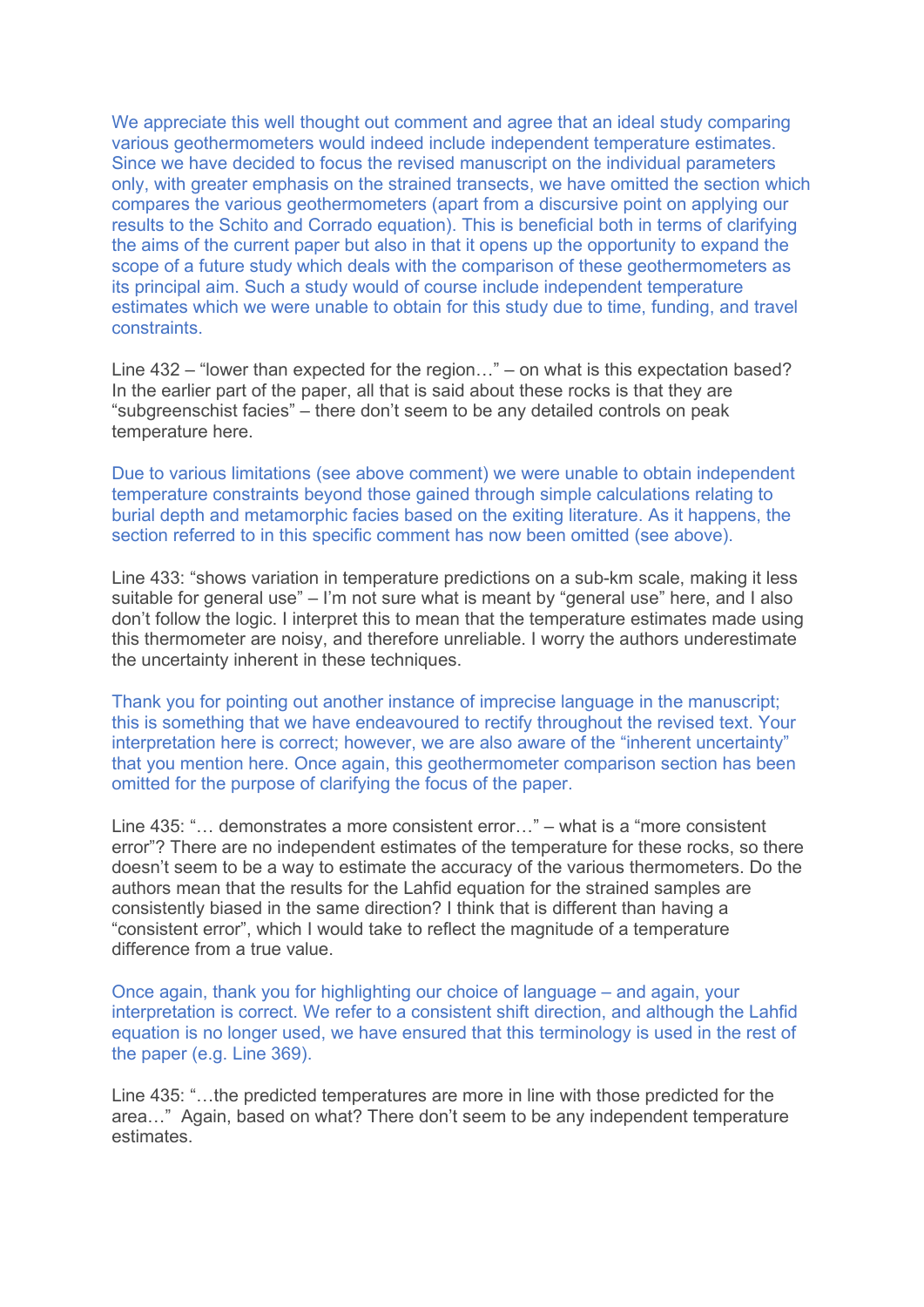We appreciate this well thought out comment and agree that an ideal study comparing various geothermometers would indeed include independent temperature estimates. Since we have decided to focus the revised manuscript on the individual parameters only, with greater emphasis on the strained transects, we have omitted the section which compares the various geothermometers (apart from a discursive point on applying our results to the Schito and Corrado equation). This is beneficial both in terms of clarifying the aims of the current paper but also in that it opens up the opportunity to expand the scope of a future study which deals with the comparison of these geothermometers as its principal aim. Such a study would of course include independent temperature estimates which we were unable to obtain for this study due to time, funding, and travel constraints.

Line 432 – "lower than expected for the region…" – on what is this expectation based? In the earlier part of the paper, all that is said about these rocks is that they are "subgreenschist facies" – there don't seem to be any detailed controls on peak temperature here.

Due to various limitations (see above comment) we were unable to obtain independent temperature constraints beyond those gained through simple calculations relating to burial depth and metamorphic facies based on the exiting literature. As it happens, the section referred to in this specific comment has now been omitted (see above).

Line 433: "shows variation in temperature predictions on a sub-km scale, making it less suitable for general use" – I'm not sure what is meant by "general use" here, and I also don't follow the logic. I interpret this to mean that the temperature estimates made using this thermometer are noisy, and therefore unreliable. I worry the authors underestimate the uncertainty inherent in these techniques.

Thank you for pointing out another instance of imprecise language in the manuscript; this is something that we have endeavoured to rectify throughout the revised text. Your interpretation here is correct; however, we are also aware of the "inherent uncertainty" that you mention here. Once again, this geothermometer comparison section has been omitted for the purpose of clarifying the focus of the paper.

Line 435: "… demonstrates a more consistent error…" – what is a "more consistent error"? There are no independent estimates of the temperature for these rocks, so there doesn't seem to be a way to estimate the accuracy of the various thermometers. Do the authors mean that the results for the Lahfid equation for the strained samples are consistently biased in the same direction? I think that is different than having a "consistent error", which I would take to reflect the magnitude of a temperature difference from a true value.

Once again, thank you for highlighting our choice of language – and again, your interpretation is correct. We refer to a consistent shift direction, and although the Lahfid equation is no longer used, we have ensured that this terminology is used in the rest of the paper (e.g. Line 369).

Line 435: "…the predicted temperatures are more in line with those predicted for the area…" Again, based on what? There don't seem to be any independent temperature estimates.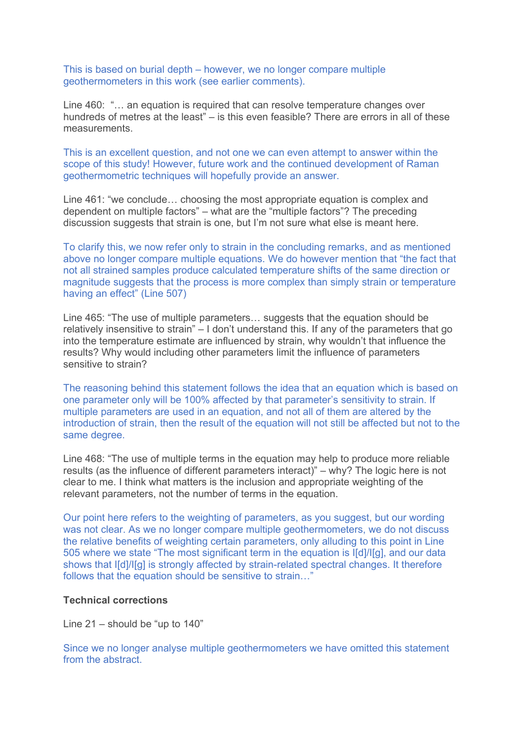This is based on burial depth – however, we no longer compare multiple geothermometers in this work (see earlier comments).

Line 460: "… an equation is required that can resolve temperature changes over hundreds of metres at the least" – is this even feasible? There are errors in all of these measurements.

This is an excellent question, and not one we can even attempt to answer within the scope of this study! However, future work and the continued development of Raman geothermometric techniques will hopefully provide an answer.

Line 461: "we conclude… choosing the most appropriate equation is complex and dependent on multiple factors" – what are the "multiple factors"? The preceding discussion suggests that strain is one, but I'm not sure what else is meant here.

To clarify this, we now refer only to strain in the concluding remarks, and as mentioned above no longer compare multiple equations. We do however mention that "the fact that not all strained samples produce calculated temperature shifts of the same direction or magnitude suggests that the process is more complex than simply strain or temperature having an effect" (Line 507)

Line 465: "The use of multiple parameters… suggests that the equation should be relatively insensitive to strain" – I don't understand this. If any of the parameters that go into the temperature estimate are influenced by strain, why wouldn't that influence the results? Why would including other parameters limit the influence of parameters sensitive to strain?

The reasoning behind this statement follows the idea that an equation which is based on one parameter only will be 100% affected by that parameter's sensitivity to strain. If multiple parameters are used in an equation, and not all of them are altered by the introduction of strain, then the result of the equation will not still be affected but not to the same degree.

Line 468: "The use of multiple terms in the equation may help to produce more reliable results (as the influence of different parameters interact)" – why? The logic here is not clear to me. I think what matters is the inclusion and appropriate weighting of the relevant parameters, not the number of terms in the equation.

Our point here refers to the weighting of parameters, as you suggest, but our wording was not clear. As we no longer compare multiple geothermometers, we do not discuss the relative benefits of weighting certain parameters, only alluding to this point in Line 505 where we state "The most significant term in the equation is I[d]/I[g], and our data shows that I[d]/I[g] is strongly affected by strain-related spectral changes. It therefore follows that the equation should be sensitive to strain…"

**Technical corrections**

Line 21 – should be "up to 140"

Since we no longer analyse multiple geothermometers we have omitted this statement from the abstract.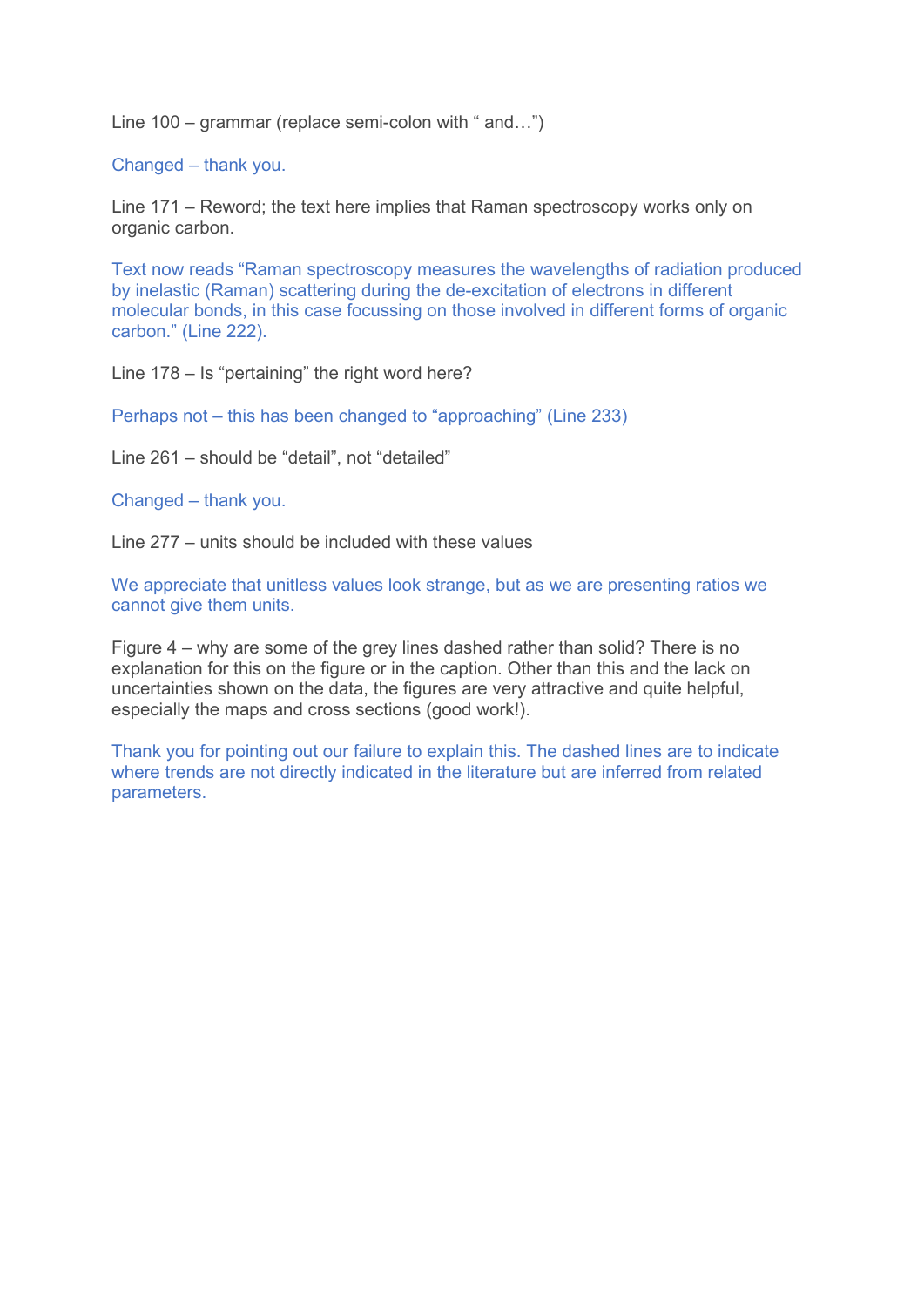Line 100 – grammar (replace semi-colon with “ and…”)

Changed – thank you.

Line 171 – Reword; the text here implies that Raman spectroscopy works only on organic carbon.

Text now reads “Raman spectroscopy measures the wavelengths of radiation produced by inelastic (Raman) scattering during the de-excitation of electrons in different molecular bonds, in this case focussing on those involved in different forms of organic carbon.” (Line 222).

Line 178 – Is “pertaining” the right word here?

Perhaps not – this has been changed to “approaching” (Line 233)

Line 261 – should be “detail”, not “detailed”

Changed – thank you.

Line 277 – units should be included with these values

We appreciate that unitless values look strange, but as we are presenting ratios we cannot give them units.

Figure 4 – why are some of the grey lines dashed rather than solid? There is no explanation for this on the figure or in the caption. Other than this and the lack on uncertainties shown on the data, the figures are very attractive and quite helpful, especially the maps and cross sections (good work!).

Thank you for pointing out our failure to explain this. The dashed lines are to indicate where trends are not directly indicated in the literature but are inferred from related parameters.